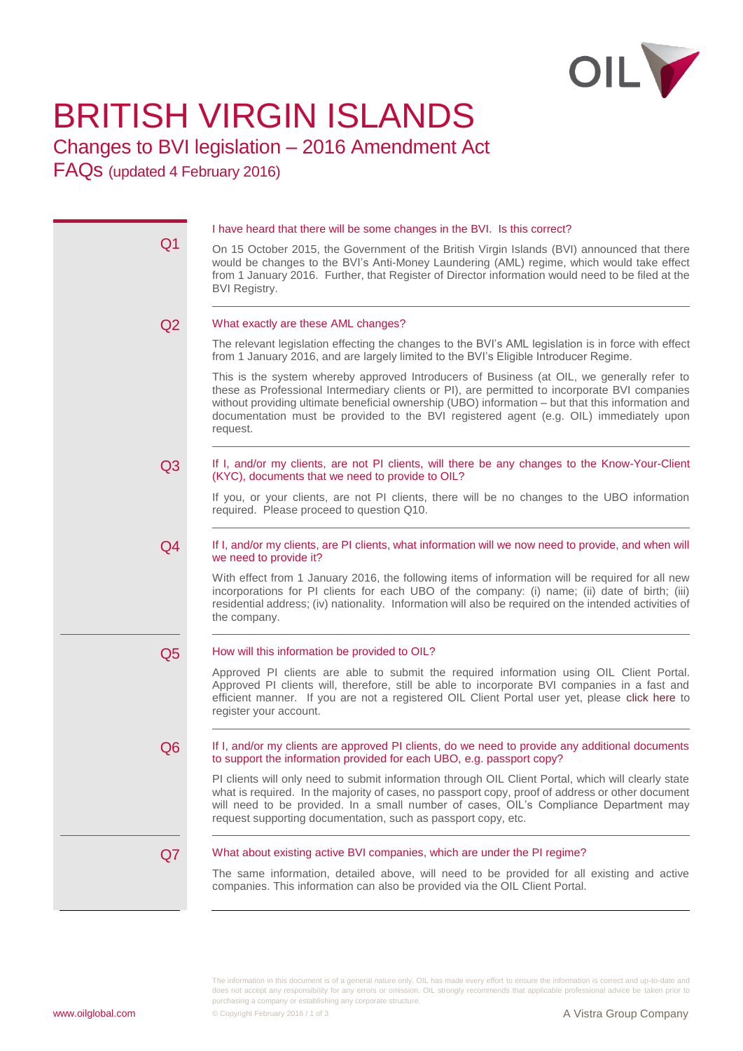# BRITISH VIRGIN ISLANDS

## Changes to BVI legislation – 2016 Amendment Act

## FAQs (updated 4 February 2016)

### Q1

**I have heard that there will be some changes in the BVI. Is this correct?**

On 15 October 2015, the Government of the British Virgin Islands (BVI) announced that there would be changes to the BVI's Anti-Money Laundering (AML) regime, which would take effect from 1 January 2016. Further, that Register of Director information would need to be filed at the BVI Registry.

### Q2

**What exactly are these AML changes?**

The relevant legislation effecting the changes to the BVI's AML legislation is in force with effect from 1 January 2016, and are largely limited to the BVI's Eligible Introducer Regime.

This is the system whereby approved Introducers of Business (at OIL, we generally refer to these as Professional Intermediary clients or PI), are permitted to incorporate BVI companies without providing ultimate beneficial ownership (UBO) information – but that this information and documentation must be provided to the BVI registered agent (e.g. OIL) immediately upon request.

### Q3

**If I, and/or my clients, are not PI clients, will there be any changes to the Know-Your-Client (KYC), documents that we need to provide to OIL?**

If you, or your clients, are not PI clients, there will be no changes to the UBO information required. Please proceed to question Q10.

### Q4

**If I, and/or my clients, are PI clients, what information will we now need to provide, and when will we need to provide it?**

With effect from 1 January 2016, the following items of information will be required for all new incorporations for PI clients for each UBO of the company: (i) name; (ii) date of birth; (iii) residential address; (iv) nationality. Information will also be required on the intended activities of the company.

### Q5

**How will this information be provided to OIL?**

Approved PI clients are able to submit the required information using OIL Client Portal. Approved PI clients will, therefore, still be able to incorporate BVI companies in a fast and efficient manner. If you are not a registered OIL Client Portal user yet, please click here to register your account.

### Q6

**If I, and/or my clients are approved PI clients, do we need to provide any additional documents to support the information provided for each UBO, e.g. passport copy?**

PI clients will only need to submit information through OIL Client Portal, which will clearly state what is required. In the majority of cases, no passport copy, proof of address or other document will need to be provided. In a small number of cases, OIL's Compliance Department may request supporting documentation, such as passport copy, etc.

### Q7

**What about existing active BVI companies, which are under the PI regime?**

The same information, detailed above, will need to be provided for all existing and active companies. This information can also be provided via the OIL Client Portal.

The information in this document is of a general nature only. OIL has made every effort to ensure the information is correct and up-to-date and does not accept any responsibility for any errors or omission. OIL strongly recommends that applicable professional advice be taken prior to purchasing a company or establishing any corporate structure.

www.oilglobal.com

© Copyright February 2016

A Vistra Group Company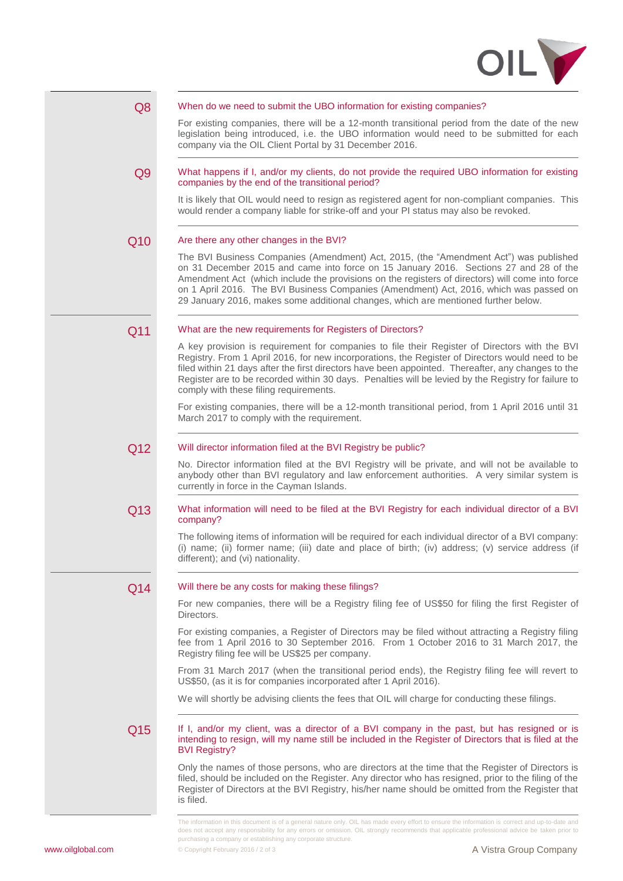## Q8

**When do we need to submit the UBO information for existing companies?**

For existing companies, there will be a 12-month transitional period from the date of the new legislation being introduced, i.e. the UBO information would need to be submitted for each company via the OIL Client Portal by 31 December 2016.

## Q9

**What happens if I, and/or my clients, do not provide the required UBO information for existing companies by the end of the transitional period?**

It is likely that OIL would need to resign as registered agent for non-compliant companies. This would render a company liable for strike-off and your PI status may also be revoked.

## Q10

**Are there any other changes in the BVI?**

The BVI Business Companies (Amendment) Act, 2015, (the "Amendment Act") was published on 31 December 2015 and came into force on 15 January 2016. Sections 27 and 28 of the Amendment Act (which include the provisions on the registers of directors) will come into force on 1 April 2016. The BVI Business Companies (Amendment) Act, 2016, which was passed on 29 January 2016, makes some additional changes, which are mentioned further below.

## Q11

**What are the new requirements for Registers of Directors?**

A key provision is requirement for companies to file their Register of Directors with the BVI Registry. From 1 April 2016, for new incorporations, the Register of Directors would need to be filed within 21 days after the first directors have been appointed. Thereafter, any changes to the Register are to be recorded within 30 days. Penalties will be levied by the Registry for failure to comply with these filing requirements.

For existing companies, there will be a 12-month transitional period, from 1 April 2016 until 31 March 2017 to comply with the requirement.

## Q12

**Will director information filed at the BVI Registry be public?**

No. Director information filed at the BVI Registry will be private, and will not be available to anybody other than BVI regulatory and law enforcement authorities. A very similar system is currently in force in the Cayman Islands.

## Q13

**What information will need to be filed at the BVI Registry for each individual director of a BVI company?**

The following items of information will be required for each individual director of a BVI company: (i) name; (ii) former name; (iii) date and place of birth; (iv) address; (v) service address (if different); and (vi) nationality.

## Q14

**Will there be any costs for making these filings?**

For new companies, there will be a Registry filing fee of US$50 for filing the first Register of Directors.

For existing companies, a Register of Directors may be filed without attracting a Registry filing fee from 1 April 2016 to 30 September 2016. From 1 October 2016 to 31 March 2017, the Registry filing fee will be US$25 per company.

From 31 March 2017 (when the transitional period ends), the Registry filing fee will revert to US$50, (as it is for companies incorporated after 1 April 2016).

We will shortly be advising clients the fees that OIL will charge for conducting these filings.

## Q15

**If I, and/or my client, was a director of a BVI company in the past, but has resigned or is intending to resign, will my name still be included in the Register of Directors that is filed at the BVI Registry?**

Only the names of those persons, who are directors at the time that the Register of Directors is filed, should be included on the Register. Any director who has resigned, prior to the filing of the Register of Directors at the BVI Registry, his/her name should be omitted from the Register that is filed.

The information in this document is of a general nature only. OIL has made every effort to ensure the information is correct and up-to-date and does not accept any responsibility for any errors or omission. OIL strongly recommends that applicable professional advice be taken prior to purchasing a company or establishing any corporate structure.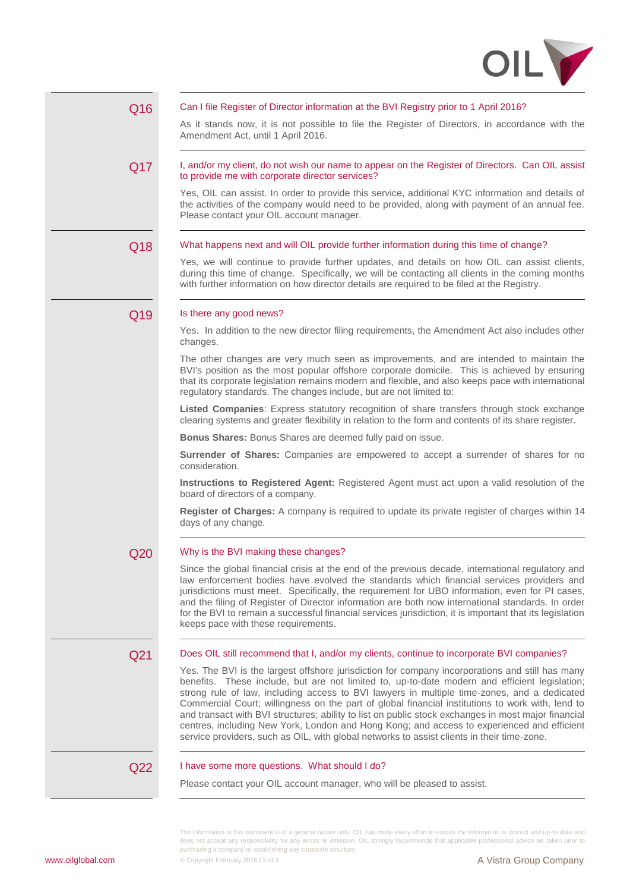## Q16

**Can I file Register of Director information at the BVI Registry prior to 1 April 2016?**

As it stands now, it is not possible to file the Register of Directors, in accordance with the Amendment Act, until 1 April 2016.

## Q17

**I, and/or my client, do not wish our name to appear on the Register of Directors. Can OIL assist to provide me with corporate director services?**

Yes, OIL can assist. In order to provide this service, additional KYC information and details of the activities of the company would need to be provided, along with payment of an annual fee. Please contact your OIL account manager.

## Q18

**What happens next and will OIL provide further information during this time of change?**

Yes, we will continue to provide further updates, and details on how OIL can assist clients, during this time of change. Specifically, we will be contacting all clients in the coming months with further information on how director details are required to be filed at the Registry.

## Q19

**Is there any good news?**

Yes. In addition to the new director filing requirements, the Amendment Act also includes other changes.

The other changes are very much seen as improvements, and are intended to maintain the BVI's position as the most popular offshore corporate domicile. This is achieved by ensuring that its corporate legislation remains modern and flexible, and also keeps pace with international regulatory standards. The changes include, but are not limited to:

**Listed Companies**: Express statutory recognition of share transfers through stock exchange clearing systems and greater flexibility in relation to the form and contents of its share register.

**Bonus Shares:** Bonus Shares are deemed fully paid on issue.

**Surrender of Shares:** Companies are empowered to accept a surrender of shares for no consideration.

**Instructions to Registered Agent:** Registered Agent must act upon a valid resolution of the board of directors of a company.

**Register of Charges:** A company is required to update its private register of charges within 14 days of any change.

## Q20

**Why is the BVI making these changes?**

Since the global financial crisis at the end of the previous decade, international regulatory and law enforcement bodies have evolved the standards which financial services providers and jurisdictions must meet. Specifically, the requirement for UBO information, even for PI cases, and the filing of Register of Director information are both now international standards. In order for the BVI to remain a successful financial services jurisdiction, it is important that its legislation keeps pace with these requirements.

## Q21

**Does OIL still recommend that I, and/or my clients, continue to incorporate BVI companies?**

Yes. The BVI is the largest offshore jurisdiction for company incorporations and still has many benefits. These include, but are not limited to, up-to-date modern and efficient legislation; strong rule of law, including access to BVI lawyers in multiple time-zones, and a dedicated Commercial Court; willingness on the part of global financial institutions to work with, lend to and transact with BVI structures; ability to list on public stock exchanges in most major financial centres, including New York, London and Hong Kong; and access to experienced and efficient service providers, such as OIL, with global networks to assist clients in their time-zone.

## Q22

**I have some more questions. What should I do?**

Please contact your OIL account manager, who will be pleased to assist.

The information in this document is of a general nature only. OIL has made every effort to ensure the information is correct and up-to-date and does not accept any responsibility for any errors or omission. OIL strongly recommends that applicable professional advice be taken prior to purchasing a company or establishing any corporate structure.

www.oilglobal.com

© Copyright February 2016

A Vistra Group Company